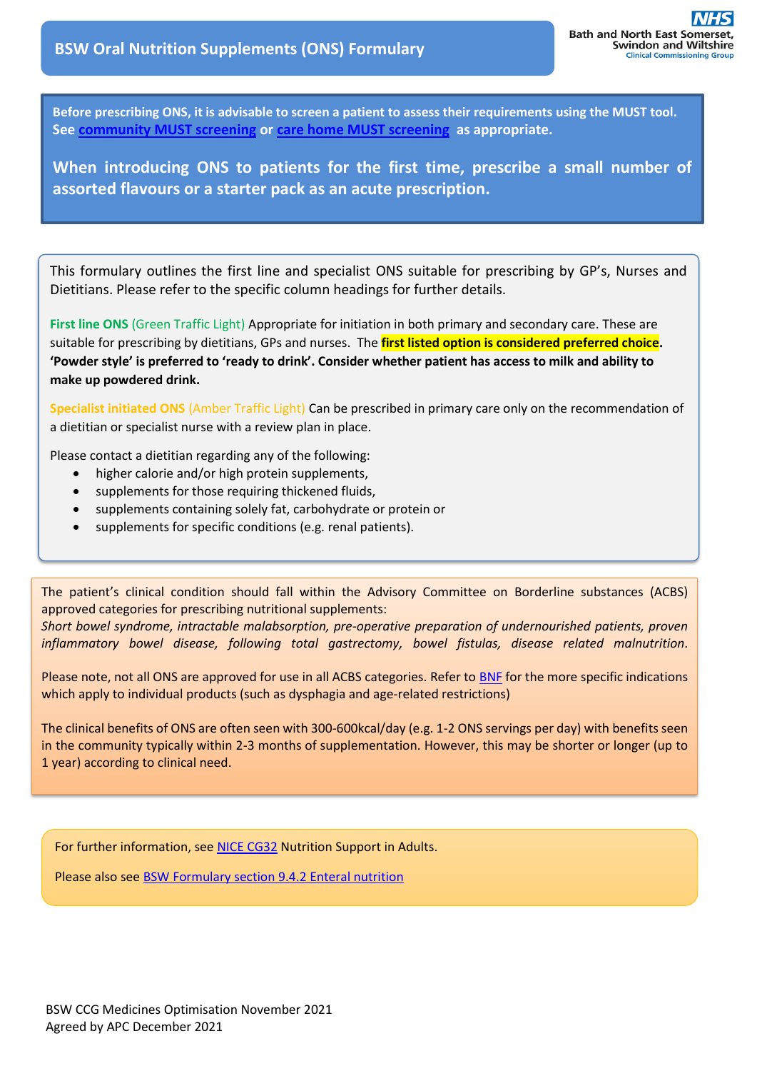# BSW Oral Nutrition Supplements (ONS) Formulary

NHS Bath and North East Somerset, Swindon and Wiltshire Clinical Commissioning Group

**Before prescribing ONS, it is advisable to screen a patient to assess their requirements using the MUST tool. See community MUST screening or care home MUST screening as appropriate.**

**When introducing ONS to patients for the first time, prescribe a small number of assorted flavours or a starter pack as an acute prescription.**

This formulary outlines the first line and specialist ONS suitable for prescribing by GP's, Nurses and Dietitians. Please refer to the specific column headings for further details.

**First line ONS** (Green Traffic Light) Appropriate for initiation in both primary and secondary care. These are suitable for prescribing by dietitians, GPs and nurses. The **first listed option is considered preferred choice**. **'Powder style' is preferred to 'ready to drink'. Consider whether patient has access to milk and ability to make up powdered drink.**

**Specialist initiated ONS** (Amber Traffic Light) Can be prescribed in primary care only on the recommendation of a dietitian or specialist nurse with a review plan in place.

Please contact a dietitian regarding any of the following:

- higher calorie and/or high protein supplements,
- supplements for those requiring thickened fluids,
- supplements containing solely fat, carbohydrate or protein or
- supplements for specific conditions (e.g. renal patients).

The patient's clinical condition should fall within the Advisory Committee on Borderline substances (ACBS) approved categories for prescribing nutritional supplements:
*Short bowel syndrome, intractable malabsorption, pre-operative preparation of undernourished patients, proven inflammatory bowel disease, following total gastrectomy, bowel fistulas, disease related malnutrition*.

Please note, not all ONS are approved for use in all ACBS categories. Refer to BNF for the more specific indications which apply to individual products (such as dysphagia and age-related restrictions)

The clinical benefits of ONS are often seen with 300-600kcal/day (e.g. 1-2 ONS servings per day) with benefits seen in the community typically within 2-3 months of supplementation. However, this may be shorter or longer (up to 1 year) according to clinical need.

For further information, see NICE CG32 Nutrition Support in Adults.

Please also see BSW Formulary section 9.4.2 Enteral nutrition

BSW CCG Medicines Optimisation November 2021
Agreed by APC December 2021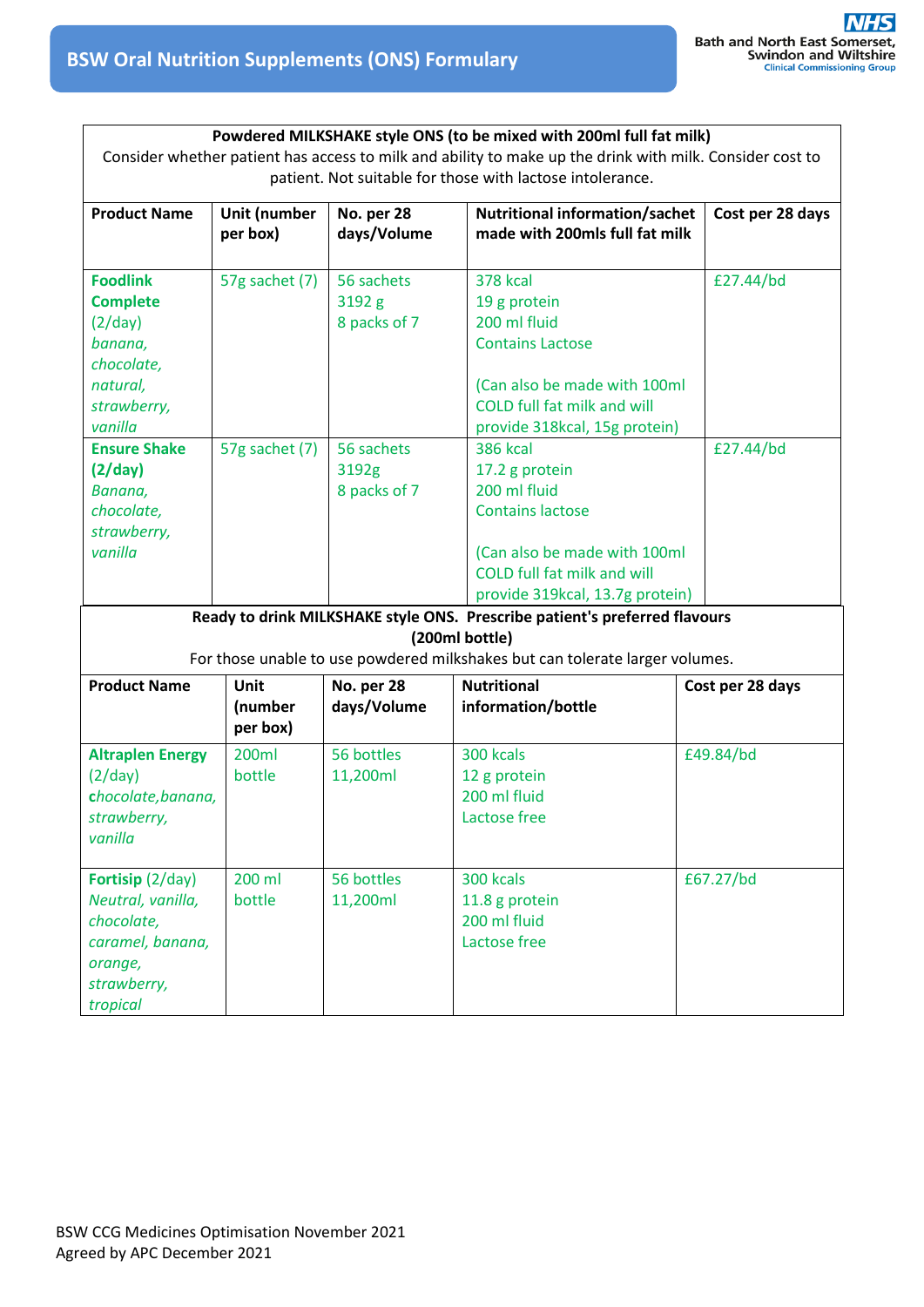| **Powdered MILKSHAKE style ONS (to be mixed with 200ml full fat milk)** Consider whether patient has access to milk and ability to make up the drink with milk. Consider cost to patient. Not suitable for those with lactose intolerance. | | | | |
|---|---|---|---|---|
| **Product Name** | **Unit (number per box)** | **No. per 28 days/Volume** | **Nutritional information/sachet made with 200mls full fat milk** | **Cost per 28 days** |
| **Foodlink Complete** (2/day) *banana, chocolate, natural, strawberry, vanilla* | 57g sachet (7) | 56 sachets<br>3192 g<br>8 packs of 7 | 378 kcal<br>19 g protein<br>200 ml fluid<br>Contains Lactose<br><br>(Can also be made with 100ml COLD full fat milk and will provide 318kcal, 15g protein) | £27.44/bd |
| **Ensure Shake (2/day)** *Banana, chocolate, strawberry, vanilla* | 57g sachet (7) | 56 sachets<br>3192g<br>8 packs of 7 | 386 kcal<br>17.2 g protein<br>200 ml fluid<br>Contains lactose<br><br>(Can also be made with 100ml COLD full fat milk and will provide 319kcal, 13.7g protein) | £27.44/bd |

| **Ready to drink MILKSHAKE style ONS. Prescribe patient's preferred flavours (200ml bottle)** For those unable to use powdered milkshakes but can tolerate larger volumes. | | | | |
|---|---|---|---|---|
| **Product Name** | **Unit (number per box)** | **No. per 28 days/Volume** | **Nutritional information/bottle** | **Cost per 28 days** |
| **Altraplen Energy** (2/day) ***c****hocolate,banana, strawberry, vanilla* | 200ml bottle | 56 bottles<br>11,200ml | 300 kcals<br>12 g protein<br>200 ml fluid<br>Lactose free | £49.84/bd |
| **Fortisip** (2/day) *Neutral, vanilla, chocolate, caramel, banana, orange, strawberry, tropical* | 200 ml bottle | 56 bottles<br>11,200ml | 300 kcals<br>11.8 g protein<br>200 ml fluid<br>Lactose free | £67.27/bd |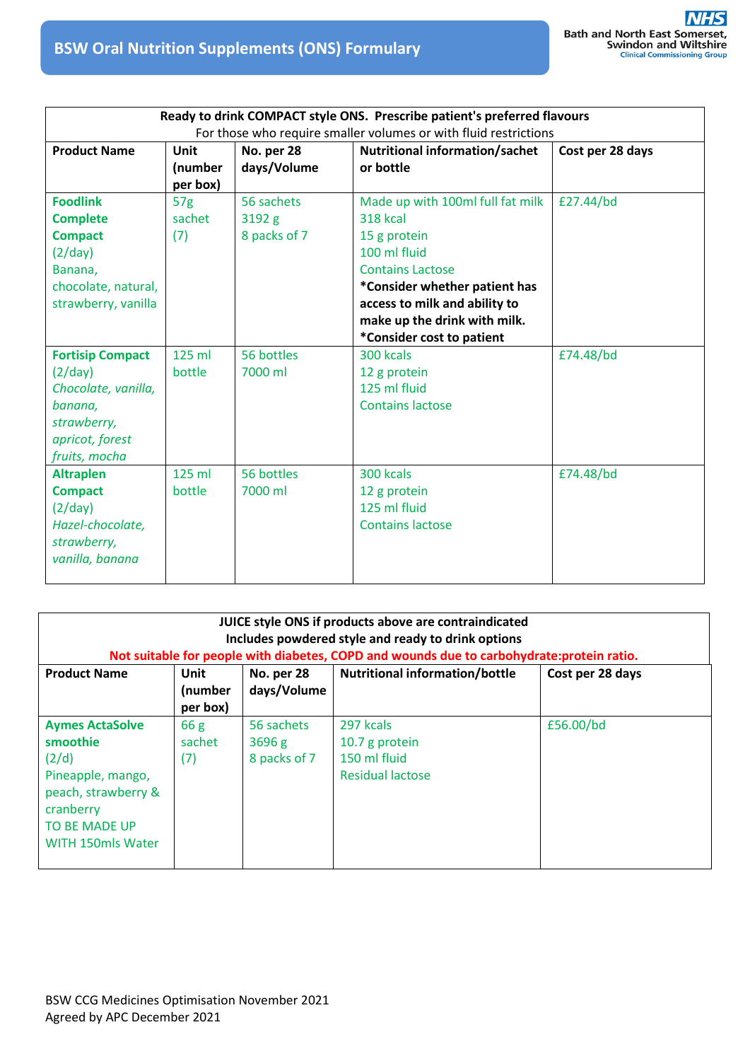# BSW Oral Nutrition Supplements (ONS) Formulary

| **Ready to drink COMPACT style ONS. Prescribe patient's preferred flavours**<br>For those who require smaller volumes or with fluid restrictions | | | | |
|---|---|---|---|---|
| **Product Name** | **Unit (number per box)** | **No. per 28 days/Volume** | **Nutritional information/sachet or bottle** | **Cost per 28 days** |
| **Foodlink Complete Compact** (2/day) Banana, chocolate, natural, strawberry, vanilla | 57g sachet (7) | 56 sachets 3192 g 8 packs of 7 | Made up with 100ml full fat milk 318 kcal 15 g protein 100 ml fluid Contains Lactose **\*Consider whether patient has access to milk and ability to make up the drink with milk. \*Consider cost to patient** | £27.44/bd |
| **Fortisip Compact** (2/day) *Chocolate, vanilla, banana, strawberry, apricot, forest fruits, mocha* | 125 ml bottle | 56 bottles 7000 ml | 300 kcals 12 g protein 125 ml fluid Contains lactose | £74.48/bd |
| **Altraplen Compact** (2/day) *Hazel-chocolate, strawberry, vanilla, banana* | 125 ml bottle | 56 bottles 7000 ml | 300 kcals 12 g protein 125 ml fluid Contains lactose | £74.48/bd |

| **JUICE style ONS if products above are contraindicated**<br>**Includes powdered style and ready to drink options**<br>**Not suitable for people with diabetes, COPD and wounds due to carbohydrate:protein ratio.** | | | | |
|---|---|---|---|---|
| **Product Name** | **Unit (number per box)** | **No. per 28 days/Volume** | **Nutritional information/bottle** | **Cost per 28 days** |
| **Aymes ActaSolve smoothie** (2/d) Pineapple, mango, peach, strawberry & cranberry TO BE MADE UP WITH 150mls Water | 66 g sachet (7) | 56 sachets 3696 g 8 packs of 7 | 297 kcals 10.7 g protein 150 ml fluid Residual lactose | £56.00/bd |

BSW CCG Medicines Optimisation November 2021
Agreed by APC December 2021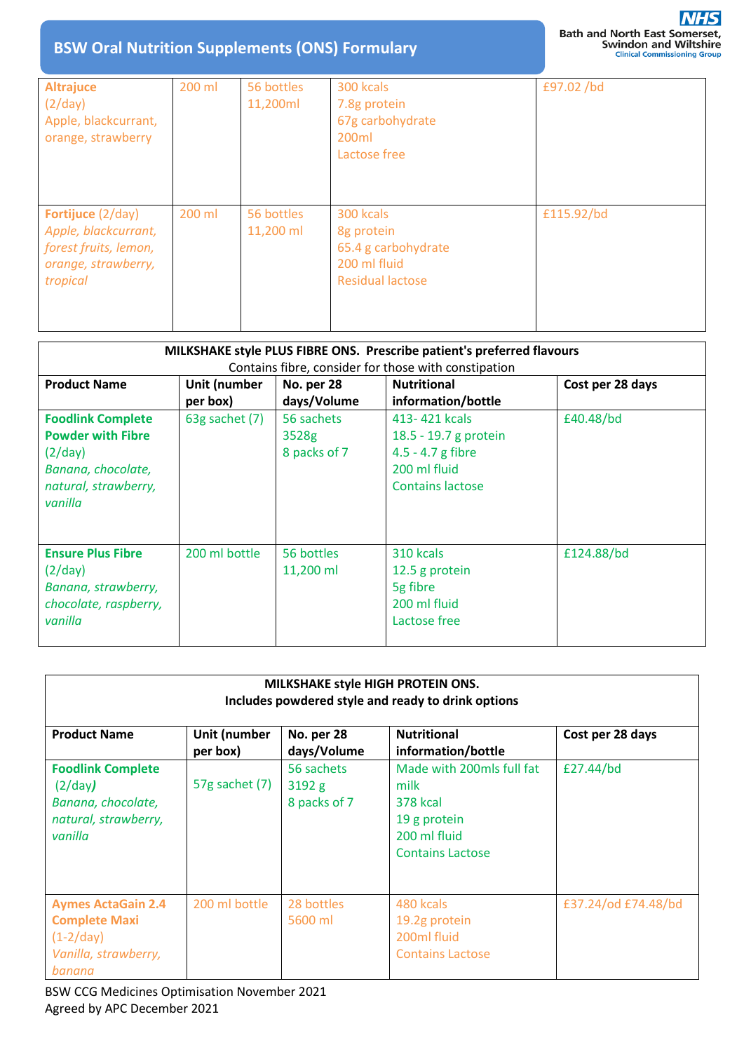# BSW Oral Nutrition Supplements (ONS) Formulary

| | | | | |
|---|---|---|---|---|
| **Altrajuce** (2/day) Apple, blackcurrant, orange, strawberry | 200 ml | 56 bottles 11,200ml | 300 kcals 7.8g protein 67g carbohydrate 200ml Lactose free | £97.02 /bd |
| **Fortijuce** (2/day) *Apple, blackcurrant, forest fruits, lemon, orange, strawberry, tropical* | 200 ml | 56 bottles 11,200 ml | 300 kcals 8g protein 65.4 g carbohydrate 200 ml fluid Residual lactose | £115.92/bd |

**MILKSHAKE style PLUS FIBRE ONS. Prescribe patient's preferred flavours**
Contains fibre, consider for those with constipation

| Product Name | Unit (number per box) | No. per 28 days/Volume | Nutritional information/bottle | Cost per 28 days |
|---|---|---|---|---|
| **Foodlink Complete Powder with Fibre** (2/day) *Banana, chocolate, natural, strawberry, vanilla* | 63g sachet (7) | 56 sachets 3528g 8 packs of 7 | 413- 421 kcals 18.5 - 19.7 g protein 4.5 - 4.7 g fibre 200 ml fluid Contains lactose | £40.48/bd |
| **Ensure Plus Fibre** (2/day) *Banana, strawberry, chocolate, raspberry, vanilla* | 200 ml bottle | 56 bottles 11,200 ml | 310 kcals 12.5 g protein 5g fibre 200 ml fluid Lactose free | £124.88/bd |

**MILKSHAKE style HIGH PROTEIN ONS.**
**Includes powdered style and ready to drink options**

| Product Name | Unit (number per box) | No. per 28 days/Volume | Nutritional information/bottle | Cost per 28 days |
|---|---|---|---|---|
| **Foodlink Complete** (2/day) *Banana, chocolate, natural, strawberry, vanilla* | 57g sachet (7) | 56 sachets 3192 g 8 packs of 7 | Made with 200mls full fat milk 378 kcal 19 g protein 200 ml fluid Contains Lactose | £27.44/bd |
| **Aymes ActaGain 2.4 Complete Maxi** (1-2/day) *Vanilla, strawberry, banana* | 200 ml bottle | 28 bottles 5600 ml | 480 kcals 19.2g protein 200ml fluid Contains Lactose | £37.24/od £74.48/bd |

BSW CCG Medicines Optimisation November 2021
Agreed by APC December 2021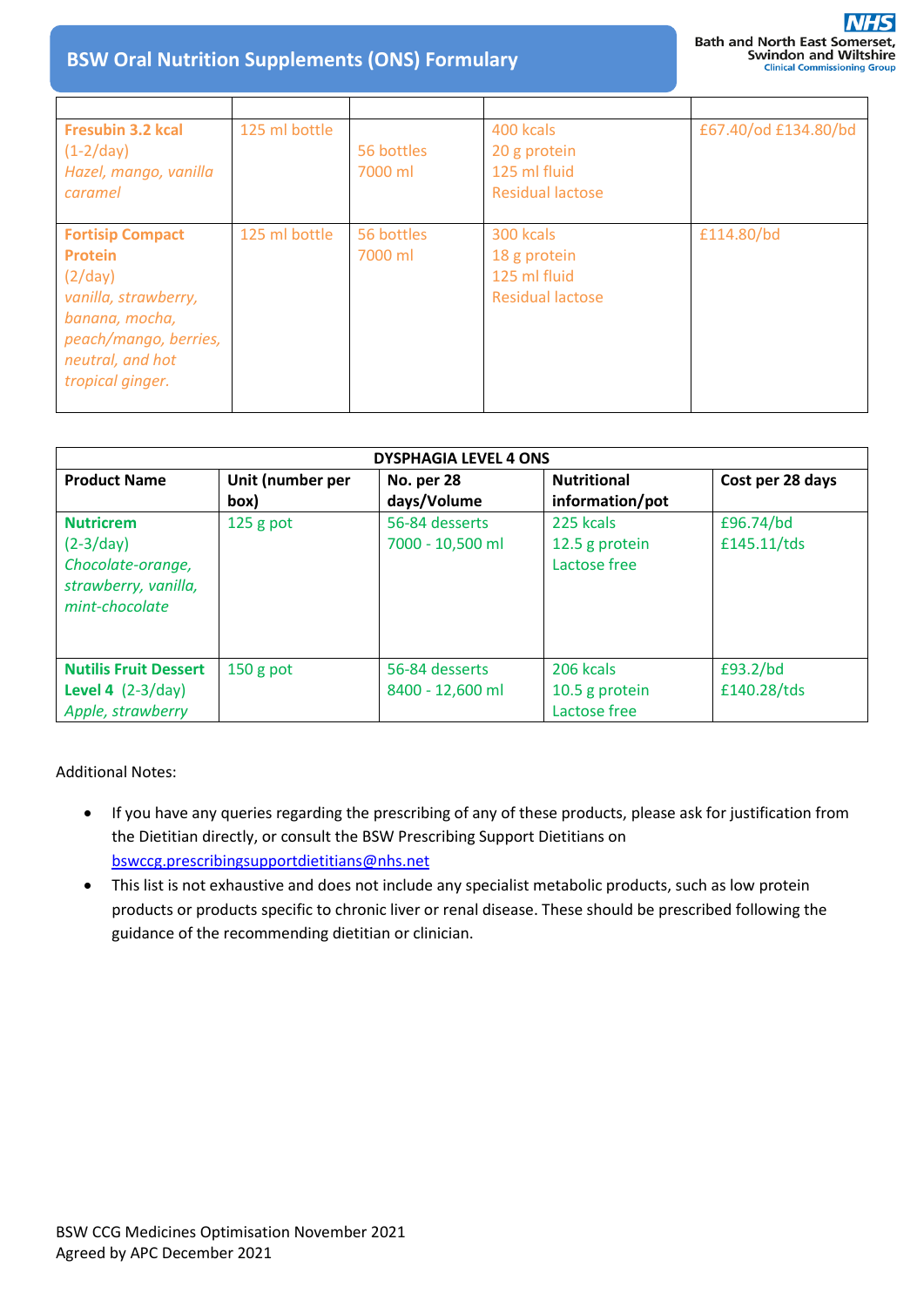# BSW Oral Nutrition Supplements (ONS) Formulary

| | | | | |
|---|---|---|---|---|
| **Fresubin 3.2 kcal** (1-2/day) *Hazel, mango, vanilla caramel* | 125 ml bottle | 56 bottles 7000 ml | 400 kcals 20 g protein 125 ml fluid Residual lactose | £67.40/od £134.80/bd |
| **Fortisip Compact Protein** (2/day) *vanilla, strawberry, banana, mocha, peach/mango, berries, neutral, and hot tropical ginger.* | 125 ml bottle | 56 bottles 7000 ml | 300 kcals 18 g protein 125 ml fluid Residual lactose | £114.80/bd |

| DYSPHAGIA LEVEL 4 ONS | | | | |
|---|---|---|---|---|
| **Product Name** | **Unit (number per box)** | **No. per 28 days/Volume** | **Nutritional information/pot** | **Cost per 28 days** |
| **Nutricrem** (2-3/day) *Chocolate-orange, strawberry, vanilla, mint-chocolate* | 125 g pot | 56-84 desserts 7000 - 10,500 ml | 225 kcals 12.5 g protein Lactose free | £96.74/bd £145.11/tds |
| **Nutilis Fruit Dessert Level 4** (2-3/day) *Apple, strawberry* | 150 g pot | 56-84 desserts 8400 - 12,600 ml | 206 kcals 10.5 g protein Lactose free | £93.2/bd £140.28/tds |

Additional Notes:

- If you have any queries regarding the prescribing of any of these products, please ask for justification from the Dietitian directly, or consult the BSW Prescribing Support Dietitians on bswccg.prescribingsupportdietitians@nhs.net
- This list is not exhaustive and does not include any specialist metabolic products, such as low protein products or products specific to chronic liver or renal disease. These should be prescribed following the guidance of the recommending dietitian or clinician.

BSW CCG Medicines Optimisation November 2021
Agreed by APC December 2021